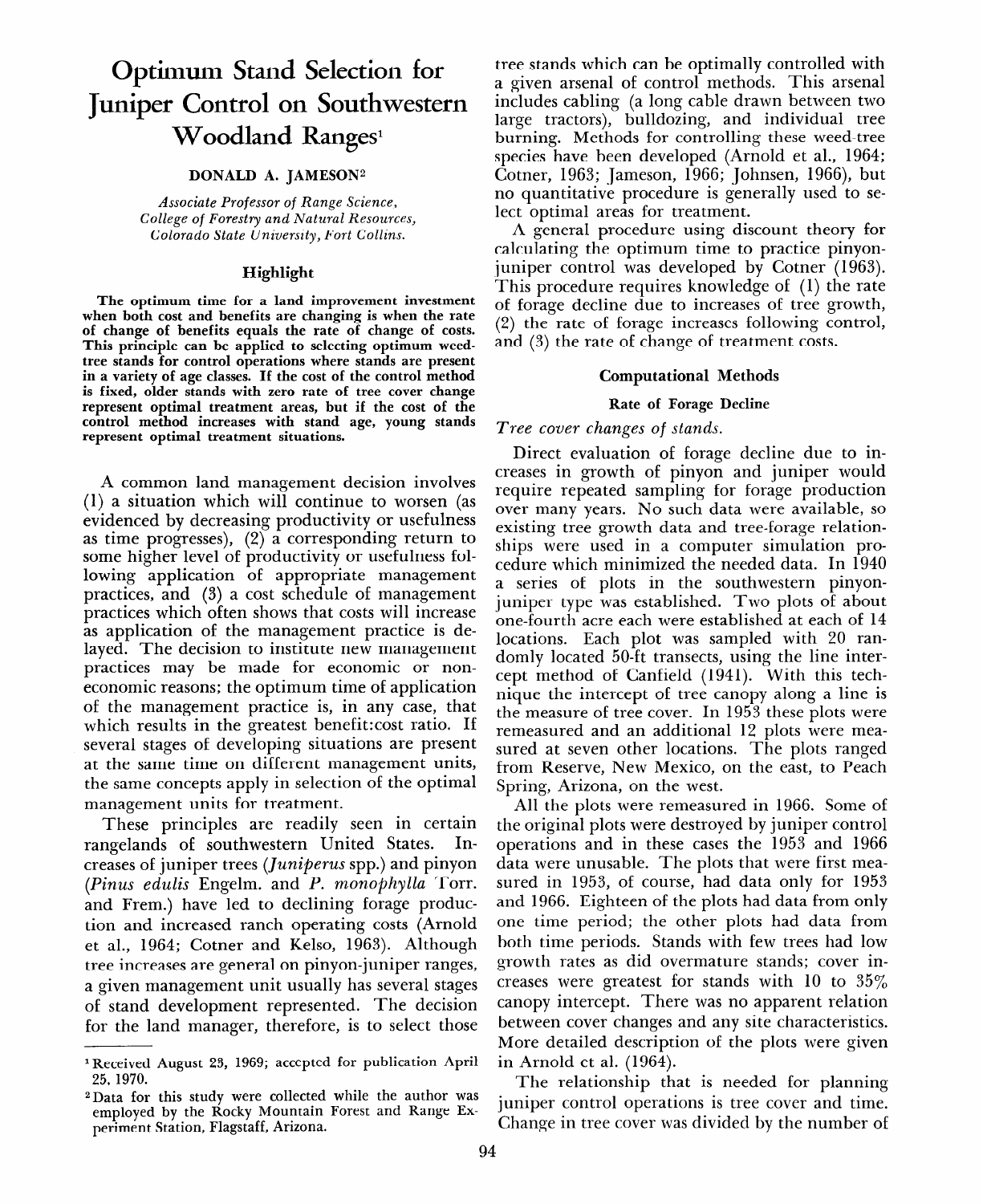# Optimum Stand Selection for Juniper Control on Southwestern Woodland Ranges[1]

**DONALD A. JAMESON**[2]

*Associate Professor of Range Science, College of Forestry and Natural Resources, Colorado State University, Fort Collins.*

## Highlight

**The optimum time for a land improvement investment when both cost and benefits are changing is when the rate of change of benefits equals the rate of change of costs. This principle can be applied to selecting optimum weed-tree stands for control operations where stands are present in a variety of age classes. If the cost of the control method is fixed, older stands with zero rate of tree cover change represent optimal treatment areas, but if the cost of the control method increases with stand age, young stands represent optimal treatment situations.**

A common land management decision involves (1) a situation which will continue to worsen (as evidenced by decreasing productivity or usefulness as time progresses), (2) a corresponding return to some higher level of productivity or usefulness following application of appropriate management practices, and (3) a cost schedule of management practices which often shows that costs will increase as application of the management practice is delayed. The decision to institute new management practices may be made for economic or non-economic reasons; the optimum time of application of the management practice is, in any case, that which results in the greatest benefit:cost ratio. If several stages of developing situations are present at the same time on different management units, the same concepts apply in selection of the optimal management units for treatment.

These principles are readily seen in certain rangelands of southwestern United States. Increases of juniper trees (*Juniperus* spp.) and pinyon (*Pinus edulis* Engelm. and *P. monophylla* Torr. and Frem.) have led to declining forage production and increased ranch operating costs (Arnold et al., 1964; Cotner and Kelso, 1963). Although tree increases are general on pinyon-juniper ranges, a given management unit usually has several stages of stand development represented. The decision for the land manager, therefore, is to select those tree stands which can be optimally controlled with a given arsenal of control methods. This arsenal includes cabling (a long cable drawn between two large tractors), bulldozing, and individual tree burning. Methods for controlling these weed-tree species have been developed (Arnold et al., 1964; Cotner, 1963; Jameson, 1966; Johnsen, 1966), but no quantitative procedure is generally used to select optimal areas for treatment.

A general procedure using discount theory for calculating the optimum time to practice pinyon-juniper control was developed by Cotner (1963). This procedure requires knowledge of (1) the rate of forage decline due to increases of tree growth, (2) the rate of forage increases following control, and (3) the rate of change of treatment costs.

## Computational Methods

### Rate of Forage Decline

*Tree cover changes of stands.*

Direct evaluation of forage decline due to increases in growth of pinyon and juniper would require repeated sampling for forage production over many years. No such data were available, so existing tree growth data and tree-forage relationships were used in a computer simulation procedure which minimized the needed data. In 1940 a series of plots in the southwestern pinyon-juniper type was established. Two plots of about one-fourth acre each were established at each of 14 locations. Each plot was sampled with 20 randomly located 50-ft transects, using the line intercept method of Canfield (1941). With this technique the intercept of tree canopy along a line is the measure of tree cover. In 1953 these plots were remeasured and an additional 12 plots were measured at seven other locations. The plots ranged from Reserve, New Mexico, on the east, to Peach Spring, Arizona, on the west.

All the plots were remeasured in 1966. Some of the original plots were destroyed by juniper control operations and in these cases the 1953 and 1966 data were unusable. The plots that were first measured in 1953, of course, had data only for 1953 and 1966. Eighteen of the plots had data from only one time period; the other plots had data from both time periods. Stands with few trees had low growth rates as did overmature stands; cover increases were greatest for stands with 10 to 35% canopy intercept. There was no apparent relation between cover changes and any site characteristics. More detailed description of the plots were given in Arnold et al. (1964).

The relationship that is needed for planning juniper control operations is tree cover and time. Change in tree cover was divided by the number of

---

[1] Received August 23, 1969; accepted for publication April 25, 1970.

[2] Data for this study were collected while the author was employed by the Rocky Mountain Forest and Range Experiment Station, Flagstaff, Arizona.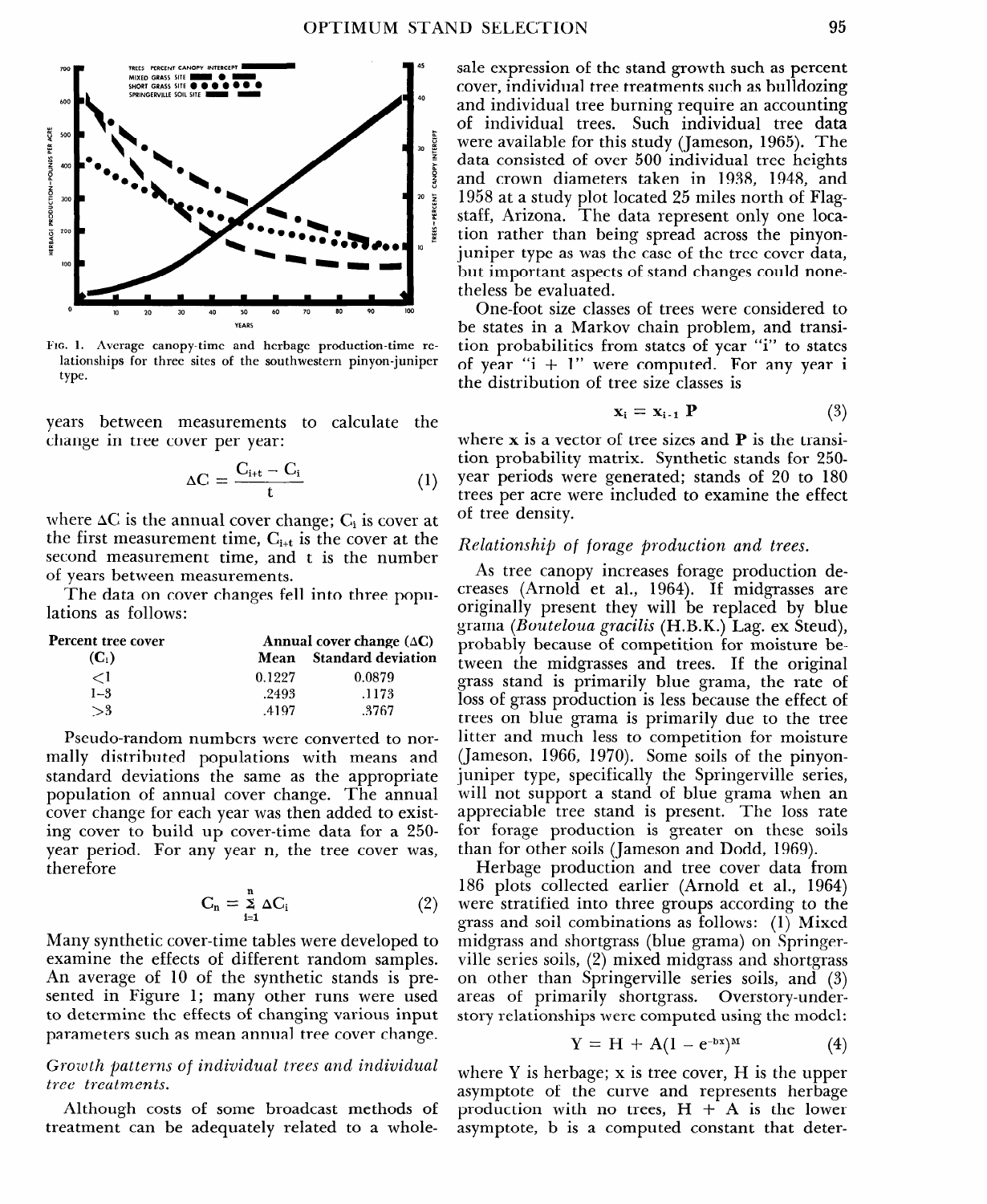FIG. 1. Average canopy-time and herbage production-time relationships for three sites of the southwestern pinyon-juniper type.

years between measurements to calculate the change in tree cover per year:

$$\Delta C = \frac{C_{i+t} - C_i}{t} \tag{1}$$

where $\Delta C$ is the annual cover change; $C_i$ is cover at the first measurement time, $C_{i+t}$ is the cover at the second measurement time, and t is the number of years between measurements.

The data on cover changes fell into three populations as follows:

| Percent tree cover ($C_i$) | Annual cover change ($\Delta C$) | |
|---|---|---|
| | Mean | Standard deviation |
| <1 | 0.1227 | 0.0879 |
| 1–3 | .2493 | .1173 |
| >3 | .4197 | .3767 |

Pseudo-random numbers were converted to normally distributed populations with means and standard deviations the same as the appropriate population of annual cover change. The annual cover change for each year was then added to existing cover to build up cover-time data for a 250-year period. For any year n, the tree cover was, therefore

$$C_n = \sum_{i=1}^{n} \Delta C_i \tag{2}$$

Many synthetic cover-time tables were developed to examine the effects of different random samples. An average of 10 of the synthetic stands is presented in Figure 1; many other runs were used to determine the effects of changing various input parameters such as mean annual tree cover change.

*Growth patterns of individual trees and individual tree treatments.*

Although costs of some broadcast methods of treatment can be adequately related to a wholesale expression of the stand growth such as percent cover, individual tree treatments such as bulldozing and individual tree burning require an accounting of individual trees. Such individual tree data were available for this study (Jameson, 1965). The data consisted of over 500 individual tree heights and crown diameters taken in 1938, 1948, and 1958 at a study plot located 25 miles north of Flagstaff, Arizona. The data represent only one location rather than being spread across the pinyon-juniper type as was the case of the tree cover data, but important aspects of stand changes could nonetheless be evaluated.

One-foot size classes of trees were considered to be states in a Markov chain problem, and transition probabilities from states of year "i" to states of year "i + 1" were computed. For any year i the distribution of tree size classes is

$$\mathbf{x}_i = \mathbf{x}_{i-1}\,\mathbf{P} \tag{3}$$

where $\mathbf{x}$ is a vector of tree sizes and $\mathbf{P}$ is the transition probability matrix. Synthetic stands for 250-year periods were generated; stands of 20 to 180 trees per acre were included to examine the effect of tree density.

*Relationship of forage production and trees.*

As tree canopy increases forage production decreases (Arnold et al., 1964). If midgrasses are originally present they will be replaced by blue grama (*Bouteloua gracilis* (H.B.K.) Lag. ex Steud), probably because of competition for moisture between the midgrasses and trees. If the original grass stand is primarily blue grama, the rate of loss of grass production is less because the effect of trees on blue grama is primarily due to the tree litter and much less to competition for moisture (Jameson, 1966, 1970). Some soils of the pinyon-juniper type, specifically the Springerville series, will not support a stand of blue grama when an appreciable tree stand is present. The loss rate for forage production is greater on these soils than for other soils (Jameson and Dodd, 1969).

Herbage production and tree cover data from 186 plots collected earlier (Arnold et al., 1964) were stratified into three groups according to the grass and soil combinations as follows: (1) Mixed midgrass and shortgrass (blue grama) on Springerville series soils, (2) mixed midgrass and shortgrass on other than Springerville series soils, and (3) areas of primarily shortgrass. Overstory-understory relationships were computed using the model:

$$Y = H + A(1 - e^{-bx})^M \tag{4}$$

where Y is herbage; x is tree cover, H is the upper asymptote of the curve and represents herbage production with no trees, H + A is the lower asymptote, b is a computed constant that deter-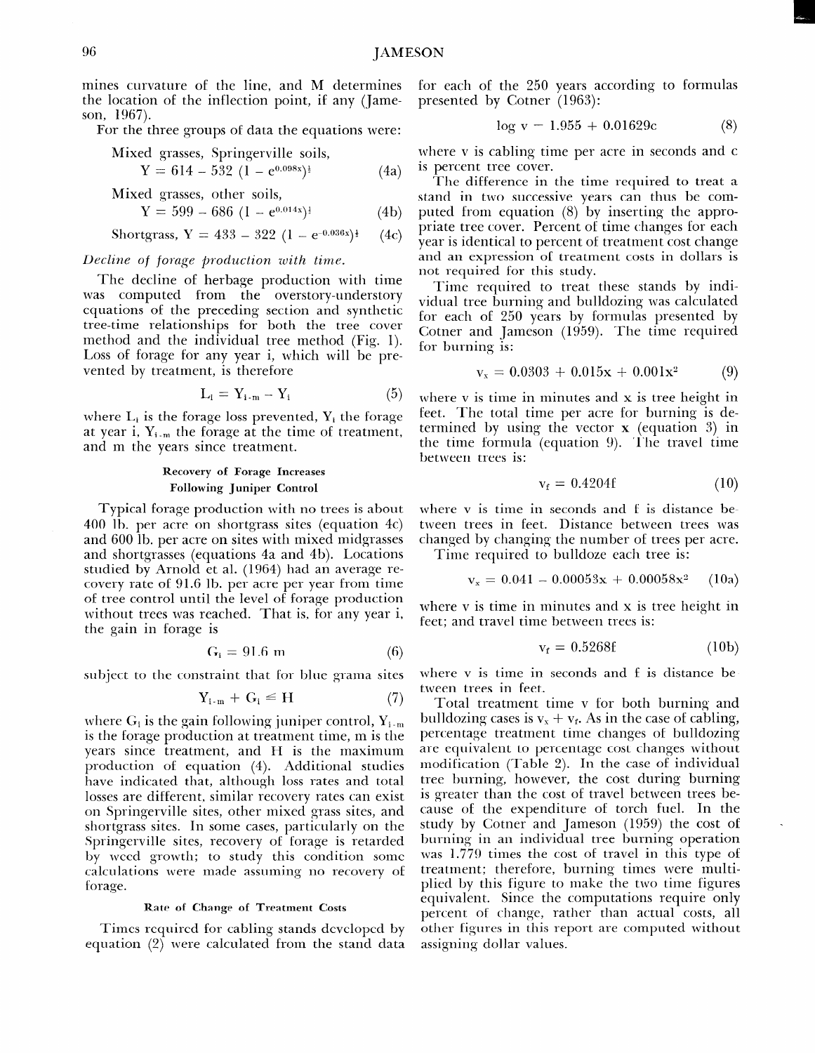mines curvature of the line, and M determines the location of the inflection point, if any (Jameson, 1967).

For the three groups of data the equations were:

Mixed grasses, Springerville soils,

$$Y = 614 - 532\ (1 - e^{0.098x})^{\frac{1}{2}} \quad (4a)$$

Mixed grasses, other soils,

$$Y = 599 - 686\ (1 - e^{0.014x})^{\frac{1}{2}} \quad (4b)$$

Shortgrass,

$$Y = 433 - 322\ (1 - e^{-0.036x})^{\frac{1}{2}} \quad (4c)$$

*Decline of forage production with time.*

The decline of herbage production with time was computed from the overstory-understory equations of the preceding section and synthetic tree-time relationships for both the tree cover method and the individual tree method (Fig. 1). Loss of forage for any year i, which will be prevented by treatment, is therefore

$$L_i = Y_{i-m} - Y_i \quad (5)$$

where $L_i$ is the forage loss prevented, $Y_i$ the forage at year i, $Y_{i-m}$ the forage at the time of treatment, and m the years since treatment.

### Recovery of Forage Increases Following Juniper Control

Typical forage production with no trees is about 400 lb. per acre on shortgrass sites (equation 4c) and 600 lb. per acre on sites with mixed midgrasses and shortgrasses (equations 4a and 4b). Locations studied by Arnold et al. (1964) had an average recovery rate of 91.6 lb. per acre per year from time of tree control until the level of forage production without trees was reached. That is, for any year i, the gain in forage is

$$G_i = 91.6\ m \quad (6)$$

subject to the constraint that for blue grama sites

$$Y_{i-m} + G_i \leq H \quad (7)$$

where $G_i$ is the gain following juniper control, $Y_{i-m}$ is the forage production at treatment time, m is the years since treatment, and H is the maximum production of equation (4). Additional studies have indicated that, although loss rates and total losses are different, similar recovery rates can exist on Springerville sites, other mixed grass sites, and shortgrass sites. In some cases, particularly on the Springerville sites, recovery of forage is retarded by weed growth; to study this condition some calculations were made assuming no recovery of forage.

### Rate of Change of Treatment Costs

Times required for cabling stands developed by equation (2) were calculated from the stand data for each of the 250 years according to formulas presented by Cotner (1963):

$$\log v - 1.955 + 0.01629c \quad (8)$$

where v is cabling time per acre in seconds and c is percent tree cover.

The difference in the time required to treat a stand in two successive years can thus be computed from equation (8) by inserting the appropriate tree cover. Percent of time changes for each year is identical to percent of treatment cost change and an expression of treatment costs in dollars is not required for this study.

Time required to treat these stands by individual tree burning and bulldozing was calculated for each of 250 years by formulas presented by Cotner and Jameson (1959). The time required for burning is:

$$v_x = 0.0303 + 0.015x + 0.001x^2 \quad (9)$$

where v is time in minutes and x is tree height in feet. The total time per acre for burning is determined by using the vector **x** (equation 3) in the time formula (equation 9). The travel time between trees is:

$$v_f = 0.4204f \quad (10)$$

where v is time in seconds and f is distance between trees in feet. Distance between trees was changed by changing the number of trees per acre.

Time required to bulldoze each tree is:

$$v_x = 0.041 - 0.00053x + 0.00058x^2 \quad (10a)$$

where v is time in minutes and x is tree height in feet; and travel time between trees is:

$$v_f = 0.5268f \quad (10b)$$

where v is time in seconds and f is distance between trees in feet.

Total treatment time v for both burning and bulldozing cases is $v_x + v_f$. As in the case of cabling, percentage treatment time changes of bulldozing are equivalent to percentage cost changes without modification (Table 2). In the case of individual tree burning, however, the cost during burning is greater than the cost of travel between trees because of the expenditure of torch fuel. In the study by Cotner and Jameson (1959) the cost of burning in an individual tree burning operation was 1.779 times the cost of travel in this type of treatment; therefore, burning times were multiplied by this figure to make the two time figures equivalent. Since the computations require only percent of change, rather than actual costs, all other figures in this report are computed without assigning dollar values.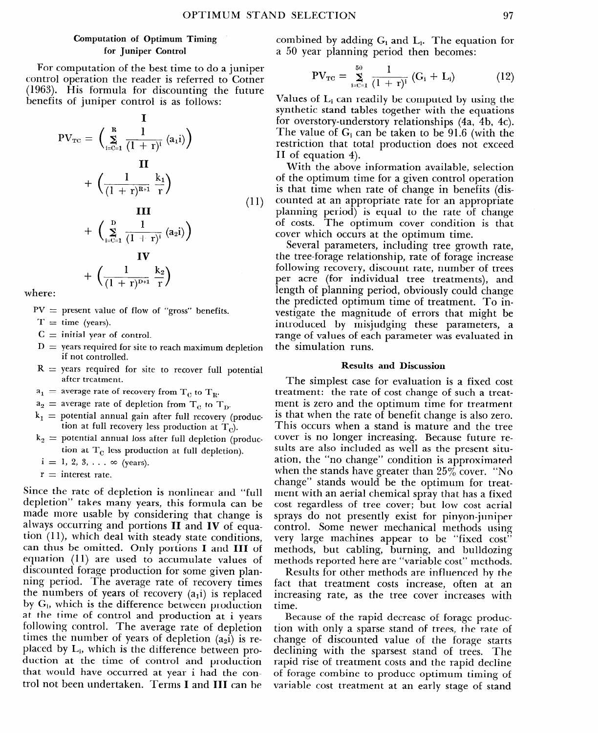### Computation of Optimum Timing for Juniper Control

For computation of the best time to do a juniper control operation the reader is referred to Cotner (1963). His formula for discounting the future benefits of juniper control is as follows:

$$
\begin{aligned}
PV_{TC} = & \overset{\textbf{I}}{\left(\sum_{i=C=1}^{R} \frac{1}{(1+r)^i}(a_1 i)\right)} \\
& + \overset{\textbf{II}}{\left(\frac{1}{(1+r)^{R+1}}\frac{k_1}{r}\right)} \\
& + \overset{\textbf{III}}{\left(\sum_{i=C=1}^{D} \frac{1}{(1+r)^i}(a_2 i)\right)} \\
& + \overset{\textbf{IV}}{\left(\frac{1}{(1+r)^{D+1}}\frac{k_2}{r}\right)}
\end{aligned}
\qquad (11)
$$

where:

- PV = present value of flow of "gross" benefits.
- T = time (years).
- C = initial year of control.
- D = years required for site to reach maximum depletion if not controlled.
- R = years required for site to recover full potential after treatment.
- $a_1$ = average rate of recovery from $T_C$ to $T_R$.
- $a_2$ = average rate of depletion from $T_C$ to $T_D$.
- $k_1$ = potential annual gain after full recovery (production at full recovery less production at $T_C$).
- $k_2$ = potential annual loss after full depletion (production at $T_C$ less production at full depletion).
- i = 1, 2, 3, . . . ∞ (years).
- r = interest rate.

Since the rate of depletion is nonlinear and "full depletion" takes many years, this formula can be made more usable by considering that change is always occurring and portions **II** and **IV** of equation (11), which deal with steady state conditions, can thus be omitted. Only portions **I** and **III** of equation (11) are used to accumulate values of discounted forage production for some given planning period. The average rate of recovery times the numbers of years of recovery ($a_1 i$) is replaced by $G_i$, which is the difference between production at the time of control and production at i years following control. The average rate of depletion times the number of years of depletion ($a_2 i$) is replaced by $L_i$, which is the difference between production at the time of control and production that would have occurred at year i had the control not been undertaken. Terms **I** and **III** can be combined by adding $G_i$ and $L_i$. The equation for a 50 year planning period then becomes:

$$PV_{TC} = \sum_{i=C=1}^{50} \frac{1}{(1+r)^i}(G_i + L_i) \qquad (12)$$

Values of $L_i$ can readily be computed by using the synthetic stand tables together with the equations for overstory-understory relationships (4a, 4b, 4c). The value of $G_i$ can be taken to be 91.6 (with the restriction that total production does not exceed II of equation 4).

With the above information available, selection of the optimum time for a given control operation is that time when rate of change in benefits (discounted at an appropriate rate for an appropriate planning period) is equal to the rate of change of costs. The optimum cover condition is that cover which occurs at the optimum time.

Several parameters, including tree growth rate, the tree-forage relationship, rate of forage increase following recovery, discount rate, number of trees per acre (for individual tree treatments), and length of planning period, obviously could change the predicted optimum time of treatment. To investigate the magnitude of errors that might be introduced by misjudging these parameters, a range of values of each parameter was evaluated in the simulation runs.

### Results and Discussion

The simplest case for evaluation is a fixed cost treatment: the rate of cost change of such a treatment is zero and the optimum time for treatment is that when the rate of benefit change is also zero. This occurs when a stand is mature and the tree cover is no longer increasing. Because future results are also included as well as the present situation, the "no change" condition is approximated when the stands have greater than 25% cover. "No change" stands would be the optimum for treatment with an aerial chemical spray that has a fixed cost regardless of tree cover; but low cost aerial sprays do not presently exist for pinyon-juniper control. Some newer mechanical methods using very large machines appear to be "fixed cost" methods, but cabling, burning, and bulldozing methods reported here are "variable cost" methods.

Results for other methods are influenced by the fact that treatment costs increase, often at an increasing rate, as the tree cover increases with time.

Because of the rapid decrease of forage production with only a sparse stand of trees, the rate of change of discounted value of the forage starts declining with the sparsest stand of trees. The rapid rise of treatment costs and the rapid decline of forage combine to produce optimum timing of variable cost treatment at an early stage of stand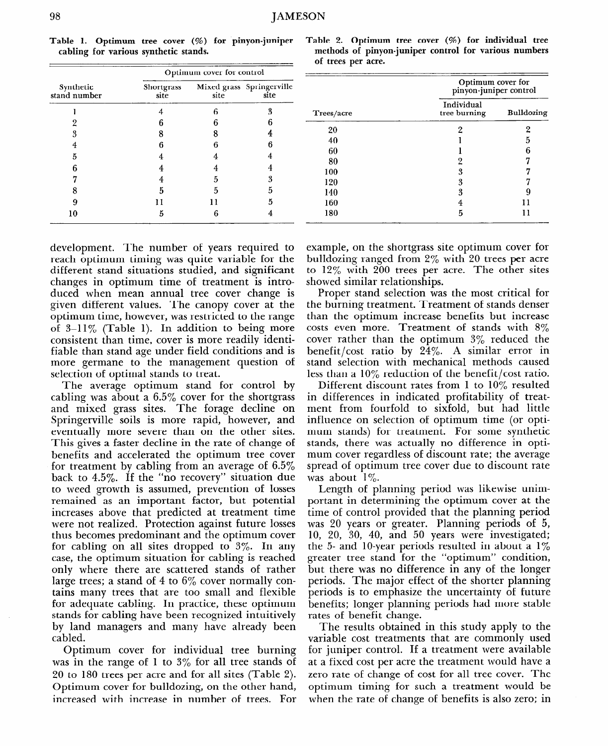Table 1. Optimum tree cover (%) for pinyon-juniper cabling for various synthetic stands.

| Synthetic stand number | Optimum cover for control | | |
|---|---|---|---|
| | Shortgrass site | Mixed grass site | Springerville site |
| 1 | 4 | 6 | 3 |
| 2 | 6 | 6 | 6 |
| 3 | 8 | 8 | 4 |
| 4 | 6 | 6 | 6 |
| 5 | 4 | 4 | 4 |
| 6 | 4 | 4 | 4 |
| 7 | 4 | 5 | 3 |
| 8 | 5 | 5 | 5 |
| 9 | 11 | 11 | 5 |
| 10 | 5 | 6 | 4 |

Table 2. Optimum tree cover (%) for individual tree methods of pinyon-juniper control for various numbers of trees per acre.

| Trees/acre | Optimum cover for pinyon-juniper control | |
|---|---|---|
| | Individual tree burning | Bulldozing |
| 20 | 2 | 2 |
| 40 | 1 | 5 |
| 60 | 1 | 6 |
| 80 | 2 | 7 |
| 100 | 3 | 7 |
| 120 | 3 | 7 |
| 140 | 3 | 9 |
| 160 | 4 | 11 |
| 180 | 5 | 11 |

development. The number of years required to reach optimum timing was quite variable for the different stand situations studied, and significant changes in optimum time of treatment is introduced when mean annual tree cover change is given different values. The canopy cover at the optimum time, however, was restricted to the range of 3–11% (Table 1). In addition to being more consistent than time, cover is more readily identifiable than stand age under field conditions and is more germane to the management question of selection of optimal stands to treat.

The average optimum stand for control by cabling was about a 6.5% cover for the shortgrass and mixed grass sites. The forage decline on Springerville soils is more rapid, however, and eventually more severe than on the other sites. This gives a faster decline in the rate of change of benefits and accelerated the optimum tree cover for treatment by cabling from an average of 6.5% back to 4.5%. If the "no recovery" situation due to weed growth is assumed, prevention of losses remained as an important factor, but potential increases above that predicted at treatment time were not realized. Protection against future losses thus becomes predominant and the optimum cover for cabling on all sites dropped to 3%. In any case, the optimum situation for cabling is reached only where there are scattered stands of rather large trees; a stand of 4 to 6% cover normally contains many trees that are too small and flexible for adequate cabling. In practice, these optimum stands for cabling have been recognized intuitively by land managers and many have already been cabled.

Optimum cover for individual tree burning was in the range of 1 to 3% for all tree stands of 20 to 180 trees per acre and for all sites (Table 2). Optimum cover for bulldozing, on the other hand, increased with increase in number of trees. For example, on the shortgrass site optimum cover for bulldozing ranged from 2% with 20 trees per acre to 12% with 200 trees per acre. The other sites showed similar relationships.

Proper stand selection was the most critical for the burning treatment. Treatment of stands denser than the optimum increase benefits but increase costs even more. Treatment of stands with 8% cover rather than the optimum 3% reduced the benefit/cost ratio by 24%. A similar error in stand selection with mechanical methods caused less than a 10% reduction of the benefit/cost ratio.

Different discount rates from 1 to 10% resulted in differences in indicated profitability of treatment from fourfold to sixfold, but had little influence on selection of optimum time (or optimum stands) for treatment. For some synthetic stands, there was actually no difference in optimum cover regardless of discount rate; the average spread of optimum tree cover due to discount rate was about 1%.

Length of planning period was likewise unimportant in determining the optimum cover at the time of control provided that the planning period was 20 years or greater. Planning periods of 5, 10, 20, 30, 40, and 50 years were investigated; the 5- and 10-year periods resulted in about a 1% greater tree stand for the "optimum" condition, but there was no difference in any of the longer periods. The major effect of the shorter planning periods is to emphasize the uncertainty of future benefits; longer planning periods had more stable rates of benefit change.

The results obtained in this study apply to the variable cost treatments that are commonly used for juniper control. If a treatment were available at a fixed cost per acre the treatment would have a zero rate of change of cost for all tree cover. The optimum timing for such a treatment would be when the rate of change of benefits is also zero; in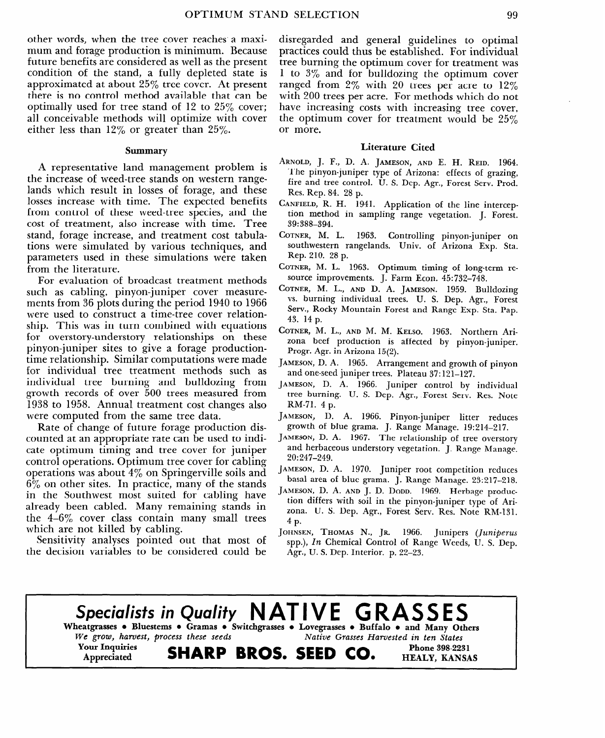other words, when the tree cover reaches a maximum and forage production is minimum. Because future benefits are considered as well as the present condition of the stand, a fully depleted state is approximated at about 25% tree cover. At present there is no control method available that can be optimally used for tree stand of 12 to 25% cover; all conceivable methods will optimize with cover either less than 12% or greater than 25%.

## Summary

A representative land management problem is the increase of weed-tree stands on western rangelands which result in losses of forage, and these losses increase with time. The expected benefits from control of these weed-tree species, and the cost of treatment, also increase with time. Tree stand, forage increase, and treatment cost tabulations were simulated by various techniques, and parameters used in these simulations were taken from the literature.

For evaluation of broadcast treatment methods such as cabling, pinyon-juniper cover measurements from 36 plots during the period 1940 to 1966 were used to construct a time-tree cover relationship. This was in turn combined with equations for overstory-understory relationships on these pinyon-juniper sites to give a forage production-time relationship. Similar computations were made for individual tree treatment methods such as individual tree burning and bulldozing from growth records of over 500 trees measured from 1938 to 1958. Annual treatment cost changes also were computed from the same tree data.

Rate of change of future forage production discounted at an appropriate rate can be used to indicate optimum timing and tree cover for juniper control operations. Optimum tree cover for cabling operations was about 4% on Springerville soils and 6% on other sites. In practice, many of the stands in the Southwest most suited for cabling have already been cabled. Many remaining stands in the 4–6% cover class contain many small trees which are not killed by cabling.

Sensitivity analyses pointed out that most of the decision variables to be considered could be disregarded and general guidelines to optimal practices could thus be established. For individual tree burning the optimum cover for treatment was 1 to 3% and for bulldozing the optimum cover ranged from 2% with 20 trees per acre to 12% with 200 trees per acre. For methods which do not have increasing costs with increasing tree cover, the optimum cover for treatment would be 25% or more.

## Literature Cited

Arnold, J. F., D. A. Jameson, and E. H. Reid. 1964. The pinyon-juniper type of Arizona: effects of grazing, fire and tree control. U. S. Dep. Agr., Forest Serv. Prod. Res. Rep. 84. 28 p.

Canfield, R. H. 1941. Application of the line interception method in sampling range vegetation. J. Forest. 39:388–394.

Cotner, M. L. 1963. Controlling pinyon-juniper on southwestern rangelands. Univ. of Arizona Exp. Sta. Rep. 210. 28 p.

Cotner, M. L. 1963. Optimum timing of long-term resource improvements. J. Farm Econ. 45:732–748.

Cotner, M. L., and D. A. Jameson. 1959. Bulldozing vs. burning individual trees. U. S. Dep. Agr., Forest Serv., Rocky Mountain Forest and Range Exp. Sta. Pap. 43. 14 p.

Cotner, M. L., and M. M. Kelso. 1963. Northern Arizona beef production is affected by pinyon-juniper. Progr. Agr. in Arizona 15(2).

Jameson, D. A. 1965. Arrangement and growth of pinyon and one-seed juniper trees. Plateau 37:121–127.

Jameson, D. A. 1966. Juniper control by individual tree burning. U. S. Dep. Agr., Forest Serv. Res. Note RM-71. 4 p.

Jameson, D. A. 1966. Pinyon-juniper litter reduces growth of blue grama. J. Range Manage. 19:214–217.

Jameson, D. A. 1967. The relationship of tree overstory and herbaceous understory vegetation. J. Range Manage. 20:247–249.

Jameson, D. A. 1970. Juniper root competition reduces basal area of blue grama. J. Range Manage. 23:217–218.

Jameson, D. A. and J. D. Dodd. 1969. Herbage production differs with soil in the pinyon-juniper type of Arizona. U. S. Dep. Agr., Forest Serv. Res. Note RM-131. 4 p.

Johnsen, Thomas N., Jr. 1966. Junipers (*Juniperus* spp.), *In* Chemical Control of Range Weeds, U. S. Dep. Agr., U. S. Dep. Interior. p. 22–23.

***Specialists in Quality* NATIVE GRASSES**

**Wheatgrasses • Bluestems • Gramas • Switchgrasses • Lovegrasses • Buffalo • and Many Others**

*We grow, harvest, process these seeds* — *Native Grasses Harvested in ten States*

**Your Inquiries Appreciated** — **SHARP BROS. SEED CO.** — **Phone 398-2231 HEALY, KANSAS**